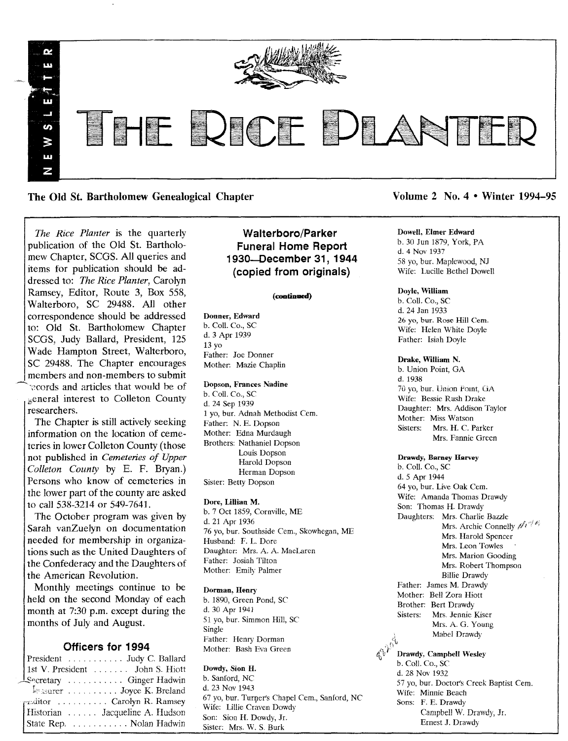# THE RICE PLANTER

NEWSLETTER

**The Old St. Bartholomew Genealogical Chapter** — **Volume 2 No. 4 • Winter 1994–95**

*The Rice Planter* is the quarterly publication of the Old St. Bartholomew Chapter, SCGS. All queries and items for publication should be addressed to: *The Rice Planter*, Carolyn Ramsey, Editor, Route 3, Box 558, Walterboro, SC 29488. All other correspondence should be addressed to: Old St. Bartholomew Chapter SCGS, Judy Ballard, President, 125 Wade Hampton Street, Walterboro, SC 29488. The Chapter encourages members and non-members to submit records and articles that would be of general interest to Colleton County researchers.

The Chapter is still actively seeking information on the location of cemeteries in lower Colleton County (those not published in *Cemeteries of Upper Colleton County* by E. F. Bryan.) Persons who know of cemeteries in the lower part of the county are asked to call 538-3214 or 549-7641.

The October program was given by Sarah vanZuelyn on documentation needed for membership in organizations such as the United Daughters of the Confederacy and the Daughters of the American Revolution.

Monthly meetings continue to be held on the second Monday of each month at 7:30 p.m. except during the months of July and August.

### Officers for 1994

President . . . . . . . . . . . Judy C. Ballard
1st V. President . . . . . . . John S. Hiott
Secretary . . . . . . . . . . . Ginger Hadwin
Treasurer . . . . . . . . . . Joyce K. Breland
Editor . . . . . . . . . . Carolyn R. Ramsey
Historian . . . . . . Jacqueline A. Hudson
State Rep. . . . . . . . . . . . Nolan Hadwin

## Walterboro/Parker Funeral Home Report 1930—December 31, 1944 (copied from originals)

**(continued)**

**Donner, Edward**
b. Coll. Co., SC
d. 3 Apr 1939
13 yo
Father: Joe Donner
Mother: Mazie Chaplin

**Dopson, Frances Nadine**
b. Coll. Co., SC
d. 24 Sep 1939
1 yo, bur. Adnah Methodist Cem.
Father: N. E. Dopson
Mother: Edna Murdaugh
Brothers: Nathaniel Dopson
Louis Dopson
Harold Dopson
Herman Dopson
Sister: Betty Dopson

**Dore, Lillian M.**
b. 7 Oct 1859, Cornville, ME
d. 21 Apr 1936
76 yo, bur. Southside Cem., Skowhegan, ME
Husband: F. L. Dore
Daughter: Mrs. A. A. MacLaren
Father: Josiah Tilton
Mother: Emily Palmer

**Dorman, Henry**
b. 1890, Green Pond, SC
d. 30 Apr 1941
51 yo, bur. Simmon Hill, SC
Single
Father: Henry Dorman
Mother: Bash Eva Green

**Dowdy, Sion H.**
b. Sanford, NC
d. 23 Nov 1943
67 yo, bur. Turner's Chapel Cem., Sanford, NC
Wife: Lillie Craven Dowdy
Son: Sion H. Dowdy, Jr.
Sister: Mrs. W. S. Burk

**Dowell, Elmer Edward**
b. 30 Jun 1879, York, PA
d. 4 Nov 1937
58 yo, bur. Maplewood, NJ
Wife: Lucille Bethel Dowell

**Doyle, William**
b. Coll. Co., SC
d. 24 Jan 1933
26 yo, bur. Rose Hill Cem.
Wife: Helen White Doyle
Father: Isiah Doyle

**Drake, William N.**
b. Union Point, GA
d. 1938
70 yo, bur. Union Point, GA
Wife: Bessie Rush Drake
Daughter: Mrs. Addison Taylor
Mother: Miss Watson
Sisters: Mrs. H. C. Parker
Mrs. Fannie Green

**Drawdy, Barney Harvey**
b. Coll. Co., SC
d. 5 Apr 1944
64 yo, bur. Live Oak Cem.
Wife: Amanda Thomas Drawdy
Son: Thomas H. Drawdy
Daughters: Mrs. Charlie Bazzle
Mrs. Archie Connelly
Mrs. Harold Spencer
Mrs. Leon Towles
Mrs. Marion Gooding
Mrs. Robert Thompson
Billie Drawdy
Father: James M. Drawdy
Mother: Bell Zora Hiott
Brother: Bert Drawdy
Sisters: Mrs. Jennie Kiser
Mrs. A. G. Young
Mabel Drawdy

**Drawdy, Campbell Wesley**
b. Coll. Co., SC
d. 28 Nov 1932
57 yo, bur. Doctor's Creek Baptist Cem.
Wife: Minnie Beach
Sons: F. E. Drawdy
Campbell W. Drawdy, Jr.
Ernest J. Drawdy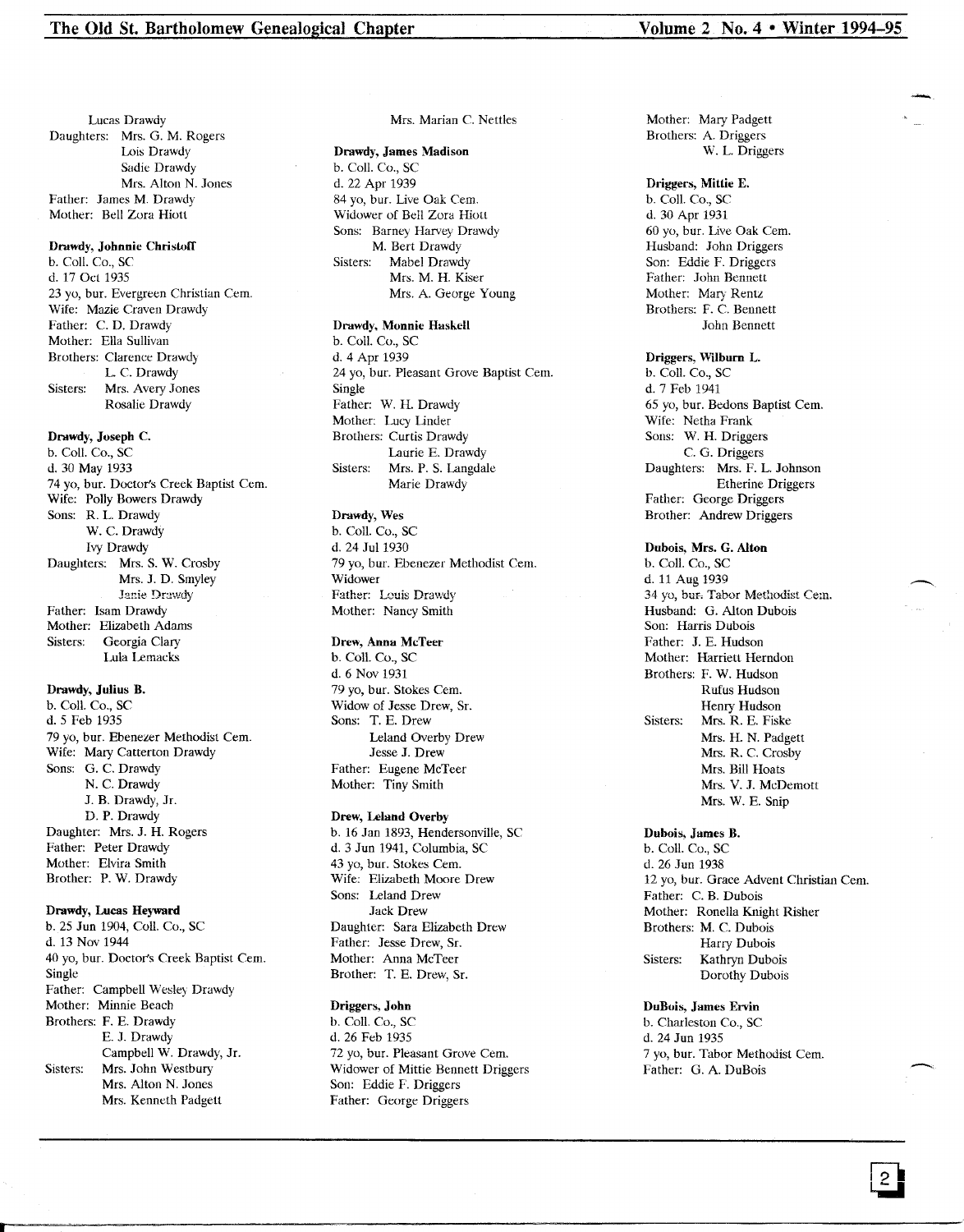Lucas Drawdy
Daughters: Mrs. G. M. Rogers
Lois Drawdy
Sadie Drawdy
Mrs. Alton N. Jones
Father: James M. Drawdy
Mother: Bell Zora Hiott

**Drawdy, Johnnie Christoff**
b. Coll. Co., SC
d. 17 Oct 1935
23 yo, bur. Evergreen Christian Cem.
Wife: Mazie Craven Drawdy
Father: C. D. Drawdy
Mother: Ella Sullivan
Brothers: Clarence Drawdy
L. C. Drawdy
Sisters: Mrs. Avery Jones
Rosalie Drawdy

**Drawdy, Joseph C.**
b. Coll. Co., SC
d. 30 May 1933
74 yo, bur. Doctor's Creek Baptist Cem.
Wife: Polly Bowers Drawdy
Sons: R. L. Drawdy
W. C. Drawdy
Ivy Drawdy
Daughters: Mrs. S. W. Crosby
Mrs. J. D. Smyley
Janie Drawdy
Father: Isam Drawdy
Mother: Elizabeth Adams
Sisters: Georgia Clary
Lula Lemacks

**Drawdy, Julius B.**
b. Coll. Co., SC
d. 5 Feb 1935
79 yo, bur. Ebenezer Methodist Cem.
Wife: Mary Catterton Drawdy
Sons: G. C. Drawdy
N. C. Drawdy
J. B. Drawdy, Jr.
D. P. Drawdy
Daughter: Mrs. J. H. Rogers
Father: Peter Drawdy
Mother: Elvira Smith
Brother: P. W. Drawdy

**Drawdy, Lucas Heyward**
b. 25 Jun 1904, Coll. Co., SC
d. 13 Nov 1944
40 yo, bur. Doctor's Creek Baptist Cem.
Single
Father: Campbell Wesley Drawdy
Mother: Minnie Beach
Brothers: F. E. Drawdy
E. J. Drawdy
Campbell W. Drawdy, Jr.
Sisters: Mrs. John Westbury
Mrs. Alton N. Jones
Mrs. Kenneth Padgett
Mrs. Marian C. Nettles

**Drawdy, James Madison**
b. Coll. Co., SC
d. 22 Apr 1939
84 yo, bur. Live Oak Cem.
Widower of Bell Zora Hiott
Sons: Barney Harvey Drawdy
M. Bert Drawdy
Sisters: Mabel Drawdy
Mrs. M. H. Kiser
Mrs. A. George Young

**Drawdy, Monnie Haskell**
b. Coll. Co., SC
d. 4 Apr 1939
24 yo, bur. Pleasant Grove Baptist Cem.
Single
Father: W. H. Drawdy
Mother: Lucy Linder
Brothers: Curtis Drawdy
Laurie E. Drawdy
Sisters: Mrs. P. S. Langdale
Marie Drawdy

**Drawdy, Wes**
b. Coll. Co., SC
d. 24 Jul 1930
79 yo, bur. Ebenezer Methodist Cem.
Widower
Father: Louis Drawdy
Mother: Nancy Smith

**Drew, Anna McTeer**
b. Coll. Co., SC
d. 6 Nov 1931
79 yo, bur. Stokes Cem.
Widow of Jesse Drew, Sr.
Sons: T. E. Drew
Leland Overby Drew
Jesse J. Drew
Father: Eugene McTeer
Mother: Tiny Smith

**Drew, Leland Overby**
b. 16 Jan 1893, Hendersonville, SC
d. 3 Jun 1941, Columbia, SC
43 yo, bur. Stokes Cem.
Wife: Elizabeth Moore Drew
Sons: Leland Drew
Jack Drew
Daughter: Sara Elizabeth Drew
Father: Jesse Drew, Sr.
Mother: Anna McTeer
Brother: T. E. Drew, Sr.

**Driggers, John**
b. Coll. Co., SC
d. 26 Feb 1935
72 yo, bur. Pleasant Grove Cem.
Widower of Mittie Bennett Driggers
Son: Eddie F. Driggers
Father: George Driggers
Mother: Mary Padgett
Brothers: A. Driggers
W. L. Driggers

**Driggers, Mittie E.**
b. Coll. Co., SC
d. 30 Apr 1931
60 yo, bur. Live Oak Cem.
Husband: John Driggers
Son: Eddie F. Driggers
Father: John Bennett
Mother: Mary Rentz
Brothers: F. C. Bennett
John Bennett

**Driggers, Wilburn L.**
b. Coll. Co., SC
d. 7 Feb 1941
65 yo, bur. Bedons Baptist Cem.
Wife: Netha Frank
Sons: W. H. Driggers
C. G. Driggers
Daughters: Mrs. F. L. Johnson
Etherine Driggers
Father: George Driggers
Brother: Andrew Driggers

**Dubois, Mrs. G. Alton**
b. Coll. Co., SC
d. 11 Aug 1939
34 yo, bur. Tabor Methodist Cem.
Husband: G. Alton Dubois
Son: Harris Dubois
Father: J. E. Hudson
Mother: Harriett Herndon
Brothers: F. W. Hudson
Rufus Hudson
Henry Hudson
Sisters: Mrs. R. E. Fiske
Mrs. H. N. Padgett
Mrs. R. C. Crosby
Mrs. Bill Hoats
Mrs. V. J. McDemott
Mrs. W. E. Snip

**Dubois, James B.**
b. Coll. Co., SC
d. 26 Jun 1938
12 yo, bur. Grace Advent Christian Cem.
Father: C. B. Dubois
Mother: Ronella Knight Risher
Brothers: M. C. Dubois
Harry Dubois
Sisters: Kathryn Dubois
Dorothy Dubois

**DuBois, James Ervin**
b. Charleston Co., SC
d. 24 Jun 1935
7 yo, bur. Tabor Methodist Cem.
Father: G. A. DuBois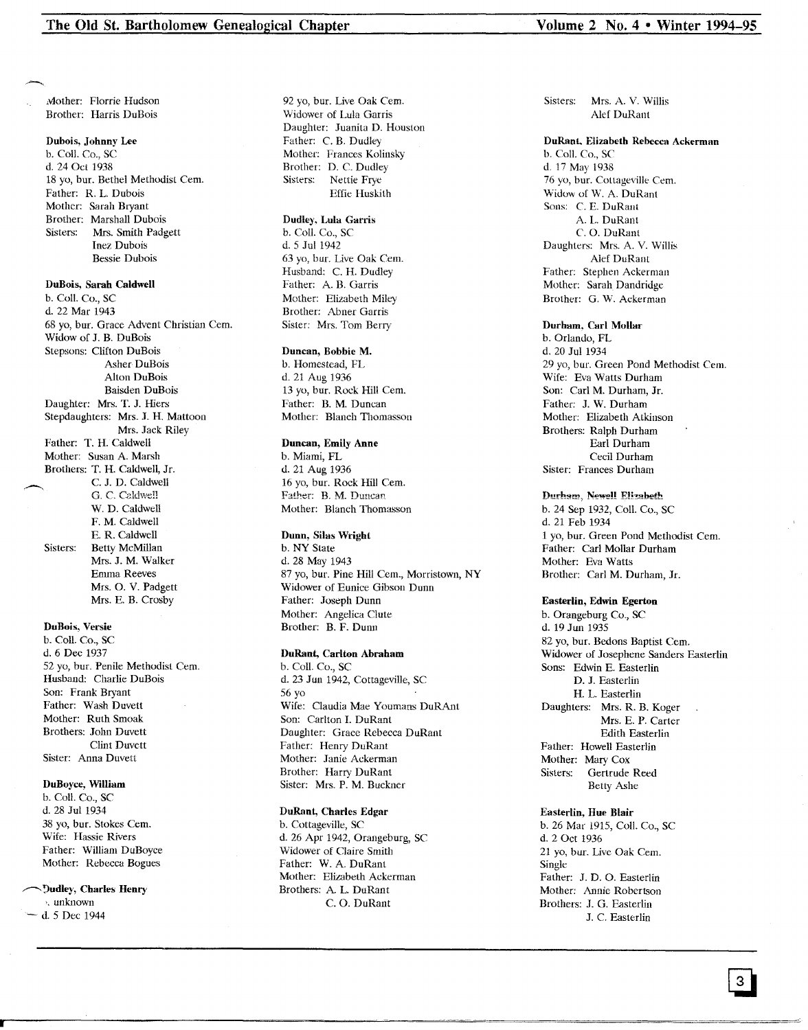Mother: Florrie Hudson
Brother: Harris DuBois

**Dubois, Johnny Lee**
b. Coll. Co., SC
d. 24 Oct 1938
18 yo, bur. Bethel Methodist Cem.
Father: R. L. Dubois
Mother: Sarah Bryant
Brother: Marshall Dubois
Sisters: Mrs. Smith Padgett
Inez Dubois
Bessie Dubois

**DuBois, Sarah Caldwell**
b. Coll. Co., SC
d. 22 Mar 1943
68 yo, bur. Grace Advent Christian Cem.
Widow of J. B. DuBois
Stepsons: Clifton DuBois
Asher DuBois
Alton DuBois
Baisden DuBois
Daughter: Mrs. T. J. Hiers
Stepdaughters: Mrs. J. H. Mattoon
Mrs. Jack Riley
Father: T. H. Caldwell
Mother: Susan A. Marsh
Brothers: T. H. Caldwell, Jr.
C. J. D. Caldwell
G. C. Caldwell
W. D. Caldwell
F. M. Caldwell
E. R. Caldwell
Sisters: Betty McMillan
Mrs. J. M. Walker
Emma Reeves
Mrs. O. V. Padgett
Mrs. E. B. Crosby

**DuBois, Versie**
b. Coll. Co., SC
d. 6 Dec 1937
52 yo, bur. Penile Methodist Cem.
Husband: Charlie DuBois
Son: Frank Bryant
Father: Wash Duvett
Mother: Ruth Smoak
Brothers: John Duvett
Clint Duvett
Sister: Anna Duvett

**DuBoyce, William**
b. Coll. Co., SC
d. 28 Jul 1934
38 yo, bur. Stokes Cem.
Wife: Hassie Rivers
Father: William DuBoyce
Mother: Rebecca Bogues

**Dudley, Charles Henry**
b. unknown
d. 5 Dec 1944
92 yo, bur. Live Oak Cem.
Widower of Lula Garris
Daughter: Juanita D. Houston
Father: C. B. Dudley
Mother: Frances Kolinsky
Brother: D. C. Dudley
Sisters: Nettie Frye
Effie Huskith

**Dudley, Lula Garris**
b. Coll. Co., SC
d. 5 Jul 1942
63 yo, bur. Live Oak Cem.
Husband: C. H. Dudley
Father: A. B. Garris
Mother: Elizabeth Miley
Brother: Abner Garris
Sister: Mrs. Tom Berry

**Duncan, Bobbie M.**
b. Homestead, FL
d. 21 Aug 1936
13 yo, bur. Rock Hill Cem.
Father: B. M. Duncan
Mother: Blanch Thomasson

**Duncan, Emily Anne**
b. Miami, FL
d. 21 Aug 1936
16 yo, bur. Rock Hill Cem.
Father: B. M. Duncan
Mother: Blanch Thomasson

**Dunn, Silas Wright**
b. NY State
d. 28 May 1943
87 yo, bur. Pine Hill Cem., Morristown, NY
Widower of Eunice Gibson Dunn
Father: Joseph Dunn
Mother: Angelica Clute
Brother: B. F. Dunn

**DuRant, Carlton Abraham**
b. Coll. Co., SC
d. 23 Jun 1942, Cottageville, SC
56 yo
Wife: Claudia Mae Youmans DuRAnt
Son: Carlton I. DuRant
Daughter: Grace Rebecca DuRant
Father: Henry DuRant
Mother: Janie Ackerman
Brother: Harry DuRant
Sister: Mrs. P. M. Buckner

**DuRant, Charles Edgar**
b. Cottageville, SC
d. 26 Apr 1942, Orangeburg, SC
Widower of Claire Smith
Father: W. A. DuRant
Mother: Elizabeth Ackerman
Brothers: A. L. DuRant
C. O. DuRant
Sisters: Mrs. A. V. Willis
Alef DuRant

**DuRant, Elizabeth Rebecca Ackerman**
b. Coll. Co., SC
d. 17 May 1938
76 yo, bur. Cottageville Cem.
Widow of W. A. DuRant
Sons: C. E. DuRant
A. L. DuRant
C. O. DuRant
Daughters: Mrs. A. V. Willis
Alef DuRant
Father: Stephen Ackerman
Mother: Sarah Dandridge
Brother: G. W. Ackerman

**Durham, Carl Mollar**
b. Orlando, FL
d. 20 Jul 1934
29 yo, bur. Green Pond Methodist Cem.
Wife: Eva Watts Durham
Son: Carl M. Durham, Jr.
Father: J. W. Durham
Mother: Elizabeth Atkinson
Brothers: Ralph Durham
Earl Durham
Cecil Durham
Sister: Frances Durham

**Durham, Newell Elizabeth**
b. 24 Sep 1932, Coll. Co., SC
d. 21 Feb 1934
1 yo, bur. Green Pond Methodist Cem.
Father: Carl Mollar Durham
Mother: Eva Watts
Brother: Carl M. Durham, Jr.

**Easterlin, Edwin Egerton**
b. Orangeburg Co., SC
d. 19 Jun 1935
82 yo, bur. Bedons Baptist Cem.
Widower of Josephene Sanders Easterlin
Sons: Edwin E. Easterlin
D. J. Easterlin
H. L. Easterlin
Daughters: Mrs. R. B. Koger
Mrs. E. P. Carter
Edith Easterlin
Father: Howell Easterlin
Mother: Mary Cox
Sisters: Gertrude Reed
Betty Ashe

**Easterlin, Hue Blair**
b. 26 Mar 1915, Coll. Co., SC
d. 2 Oct 1936
21 yo, bur. Live Oak Cem.
Single
Father: J. D. O. Easterlin
Mother: Annie Robertson
Brothers: J. G. Easterlin
J. C. Easterlin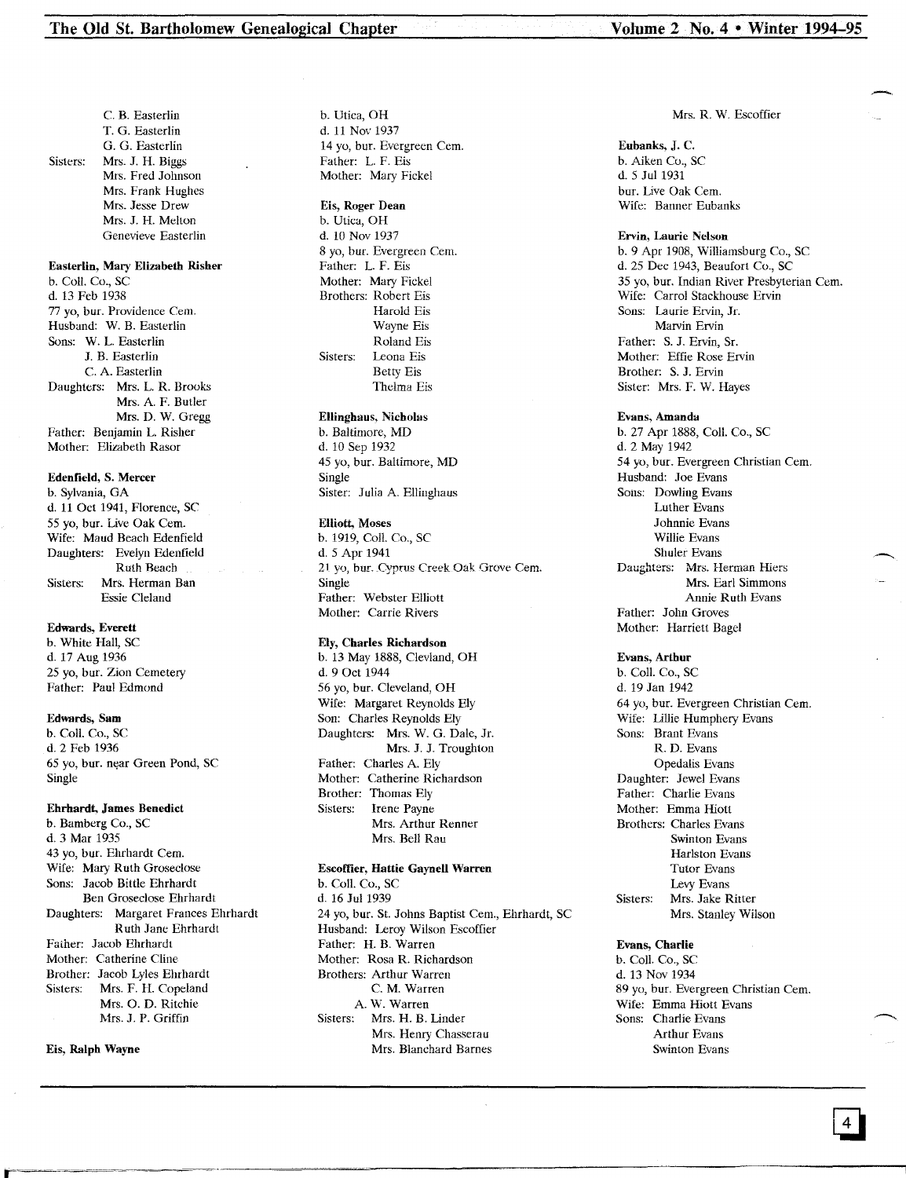C. B. Easterlin
T. G. Easterlin
G. G. Easterlin
Sisters: Mrs. J. H. Biggs
Mrs. Fred Johnson
Mrs. Frank Hughes
Mrs. Jesse Drew
Mrs. J. H. Melton
Genevieve Easterlin

**Easterlin, Mary Elizabeth Risher**
b. Coll. Co., SC
d. 13 Feb 1938
77 yo, bur. Providence Cem.
Husband: W. B. Easterlin
Sons: W. L. Easterlin
J. B. Easterlin
C. A. Easterlin
Daughters: Mrs. L. R. Brooks
Mrs. A. F. Butler
Mrs. D. W. Gregg
Father: Benjamin L. Risher
Mother: Elizabeth Rasor

**Edenfield, S. Mercer**
b. Sylvania, GA
d. 11 Oct 1941, Florence, SC
55 yo, bur. Live Oak Cem.
Wife: Maud Beach Edenfield
Daughters: Evelyn Edenfield
Ruth Beach
Sisters: Mrs. Herman Ban
Essie Cleland

**Edwards, Everett**
b. White Hall, SC
d. 17 Aug 1936
25 yo, bur. Zion Cemetery
Father: Paul Edmond

**Edwards, Sam**
b. Coll. Co., SC
d. 2 Feb 1936
65 yo, bur. near Green Pond, SC
Single

**Ehrhardt, James Benedict**
b. Bamberg Co., SC
d. 3 Mar 1935
43 yo, bur. Ehrhardt Cem.
Wife: Mary Ruth Groseclose
Sons: Jacob Bittle Ehrhardt
Ben Groseclose Ehrhardt
Daughters: Margaret Frances Ehrhardt
Ruth Jane Ehrhardt
Father: Jacob Ehrhardt
Mother: Catherine Cline
Brother: Jacob Lyles Ehrhardt
Sisters: Mrs. F. H. Copeland
Mrs. O. D. Ritchie
Mrs. J. P. Griffin

**Eis, Ralph Wayne**
b. Utica, OH
d. 11 Nov 1937
14 yo, bur. Evergreen Cem.
Father: L. F. Eis
Mother: Mary Fickel

**Eis, Roger Dean**
b. Utica, OH
d. 10 Nov 1937
8 yo, bur. Evergreen Cem.
Father: L. F. Eis
Mother: Mary Fickel
Brothers: Robert Eis
Harold Eis
Wayne Eis
Roland Eis
Sisters: Leona Eis
Betty Eis
Thelma Eis

**Ellinghaus, Nicholas**
b. Baltimore, MD
d. 10 Sep 1932
45 yo, bur. Baltimore, MD
Single
Sister: Julia A. Ellinghaus

**Elliott, Moses**
b. 1919, Coll. Co., SC
d. 5 Apr 1941
21 yo, bur. Cyprus Creek Oak Grove Cem.
Single
Father: Webster Elliott
Mother: Carrie Rivers

**Ely, Charles Richardson**
b. 13 May 1888, Clevland, OH
d. 9 Oct 1944
56 yo, bur. Cleveland, OH
Wife: Margaret Reynolds Ely
Son: Charles Reynolds Ely
Daughters: Mrs. W. G. Dale, Jr.
Mrs. J. J. Troughton
Father: Charles A. Ely
Mother: Catherine Richardson
Brother: Thomas Ely
Sisters: Irene Payne
Mrs. Arthur Renner
Mrs. Bell Rau

**Escoffier, Hattie Gaynell Warren**
b. Coll. Co., SC
d. 16 Jul 1939
24 yo, bur. St. Johns Baptist Cem., Ehrhardt, SC
Husband: Leroy Wilson Escoffier
Father: H. B. Warren
Mother: Rosa R. Richardson
Brothers: Arthur Warren
C. M. Warren
A. W. Warren
Sisters: Mrs. H. B. Linder
Mrs. Henry Chasserau
Mrs. Blanchard Barnes
Mrs. R. W. Escoffier

**Eubanks, J. C.**
b. Aiken Co., SC
d. 5 Jul 1931
bur. Live Oak Cem.
Wife: Banner Eubanks

**Ervin, Laurie Nelson**
b. 9 Apr 1908, Williamsburg Co., SC
d. 25 Dec 1943, Beaufort Co., SC
35 yo, bur. Indian River Presbyterian Cem.
Wife: Carrol Stackhouse Ervin
Sons: Laurie Ervin, Jr.
Marvin Ervin
Father: S. J. Ervin, Sr.
Mother: Effie Rose Ervin
Brother: S. J. Ervin
Sister: Mrs. F. W. Hayes

**Evans, Amanda**
b. 27 Apr 1888, Coll. Co., SC
d. 2 May 1942
54 yo, bur. Evergreen Christian Cem.
Husband: Joe Evans
Sons: Dowling Evans
Luther Evans
Johnnie Evans
Willie Evans
Shuler Evans
Daughters: Mrs. Herman Hiers
Mrs. Earl Simmons
Annie Ruth Evans
Father: John Groves
Mother: Harriett Bagel

**Evans, Arthur**
b. Coll. Co., SC
d. 19 Jan 1942
64 yo, bur. Evergreen Christian Cem.
Wife: Lillie Humphery Evans
Sons: Brant Evans
R. D. Evans
Opedalis Evans
Daughter: Jewel Evans
Father: Charlie Evans
Mother: Emma Hiott
Brothers: Charles Evans
Swinton Evans
Harlston Evans
Tutor Evans
Levy Evans
Sisters: Mrs. Jake Ritter
Mrs. Stanley Wilson

**Evans, Charlie**
b. Coll. Co., SC
d. 13 Nov 1934
89 yo, bur. Evergreen Christian Cem.
Wife: Emma Hiott Evans
Sons: Charlie Evans
Arthur Evans
Swinton Evans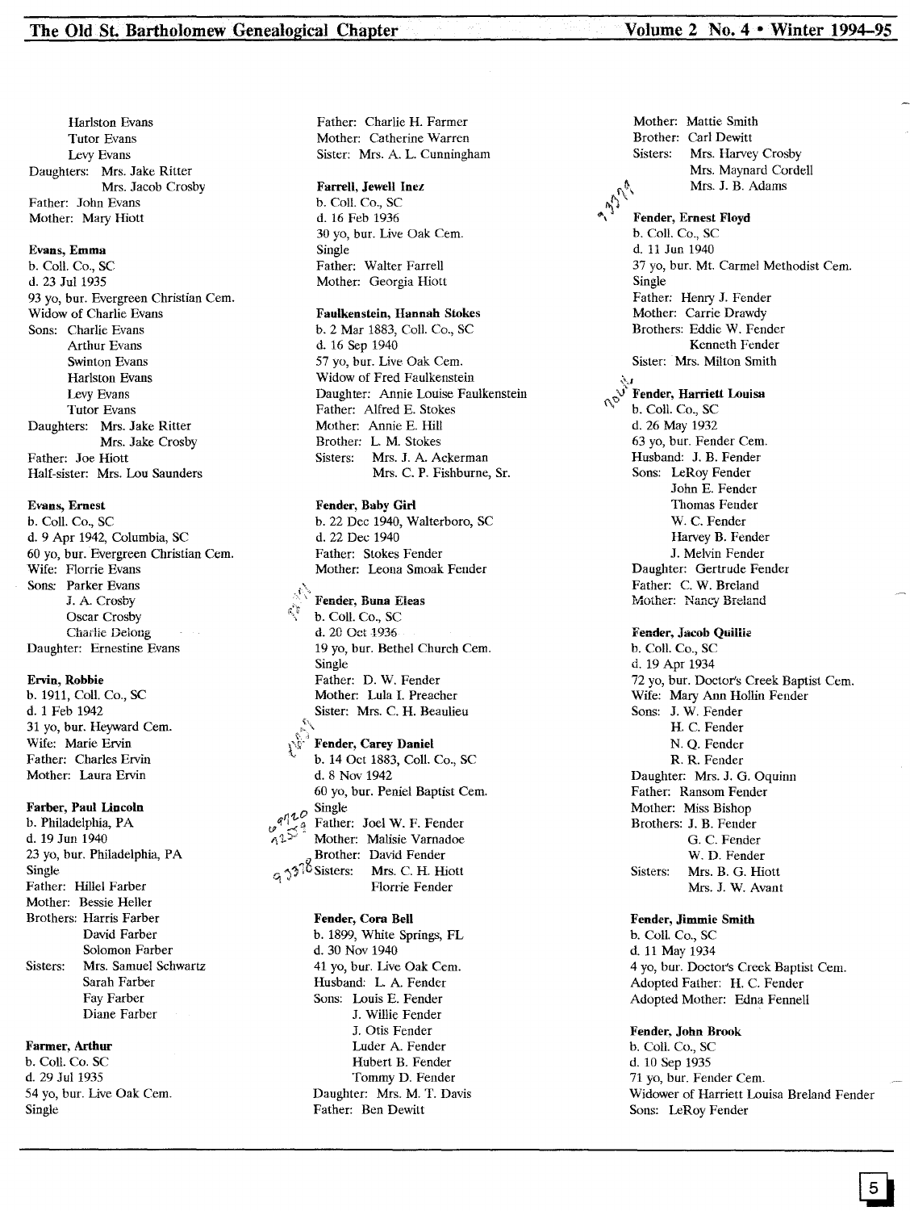Harlston Evans
Tutor Evans
Levy Evans
Daughters: Mrs. Jake Ritter
Mrs. Jacob Crosby
Father: John Evans
Mother: Mary Hiott

**Evans, Emma**
b. Coll. Co., SC
d. 23 Jul 1935
93 yo, bur. Evergreen Christian Cem.
Widow of Charlie Evans
Sons: Charlie Evans
Arthur Evans
Swinton Evans
Harlston Evans
Levy Evans
Tutor Evans
Daughters: Mrs. Jake Ritter
Mrs. Jake Crosby
Father: Joe Hiott
Half-sister: Mrs. Lou Saunders

**Evans, Ernest**
b. Coll. Co., SC
d. 9 Apr 1942, Columbia, SC
60 yo, bur. Evergreen Christian Cem.
Wife: Florrie Evans
Sons: Parker Evans
J. A. Crosby
Oscar Crosby
Charlie Delong
Daughter: Ernestine Evans

**Ervin, Robbie**
b. 1911, Coll. Co., SC
d. 1 Feb 1942
31 yo, bur. Heyward Cem.
Wife: Marie Ervin
Father: Charles Ervin
Mother: Laura Ervin

**Farber, Paul Lincoln**
b. Philadelphia, PA
d. 19 Jun 1940
23 yo, bur. Philadelphia, PA
Single
Father: Hillel Farber
Mother: Bessie Heller
Brothers: Harris Farber
David Farber
Solomon Farber
Sisters: Mrs. Samuel Schwartz
Sarah Farber
Fay Farber
Diane Farber

**Farmer, Arthur**
b. Coll. Co. SC
d. 29 Jul 1935
54 yo, bur. Live Oak Cem.
Single
Father: Charlie H. Farmer
Mother: Catherine Warren
Sister: Mrs. A. L. Cunningham

**Farrell, Jewell Inez**
b. Coll. Co., SC
d. 16 Feb 1936
30 yo, bur. Live Oak Cem.
Single
Father: Walter Farrell
Mother: Georgia Hiott

**Faulkenstein, Hannah Stokes**
b. 2 Mar 1883, Coll. Co., SC
d. 16 Sep 1940
57 yo, bur. Live Oak Cem.
Widow of Fred Faulkenstein
Daughter: Annie Louise Faulkenstein
Father: Alfred E. Stokes
Mother: Annie E. Hill
Brother: L. M. Stokes
Sisters: Mrs. J. A. Ackerman
Mrs. C. P. Fishburne, Sr.

**Fender, Baby Girl**
b. 22 Dec 1940, Walterboro, SC
d. 22 Dec 1940
Father: Stokes Fender
Mother: Leona Smoak Fender

**Fender, Buna Eleas**
b. Coll. Co., SC
d. 20 Oct 1936
19 yo, bur. Bethel Church Cem.
Single
Father: D. W. Fender
Mother: Lula I. Preacher
Sister: Mrs. C. H. Beaulieu

**Fender, Carey Daniel**
b. 14 Oct 1883, Coll. Co., SC
d. 8 Nov 1942
60 yo, bur. Peniel Baptist Cem.
Single
Father: Joel W. F. Fender
Mother: Malisie Varnadoe
Brother: David Fender
Sisters: Mrs. C. H. Hiott
Florrie Fender

**Fender, Cora Bell**
b. 1899, White Springs, FL
d. 30 Nov 1940
41 yo, bur. Live Oak Cem.
Husband: L. A. Fender
Sons: Louis E. Fender
J. Willie Fender
J. Otis Fender
Luder A. Fender
Hubert B. Fender
Tommy D. Fender
Daughter: Mrs. M. T. Davis
Father: Ben Dewitt
Mother: Mattie Smith
Brother: Carl Dewitt
Sisters: Mrs. Harvey Crosby
Mrs. Maynard Cordell
Mrs. J. B. Adams

**Fender, Ernest Floyd**
b. Coll. Co., SC
d. 11 Jun 1940
37 yo, bur. Mt. Carmel Methodist Cem.
Single
Father: Henry J. Fender
Mother: Carrie Drawdy
Brothers: Eddie W. Fender
Kenneth Fender
Sister: Mrs. Milton Smith

**Fender, Harriett Louisa**
b. Coll. Co., SC
d. 26 May 1932
63 yo, bur. Fender Cem.
Husband: J. B. Fender
Sons: LeRoy Fender
John E. Fender
Thomas Fender
W. C. Fender
Harvey B. Fender
J. Melvin Fender
Daughter: Gertrude Fender
Father: C. W. Breland
Mother: Nancy Breland

**Fender, Jacob Quillie**
b. Coll. Co., SC
d. 19 Apr 1934
72 yo, bur. Doctor's Creek Baptist Cem.
Wife: Mary Ann Hollin Fender
Sons: J. W. Fender
H. C. Fender
N. Q. Fender
R. R. Fender
Daughter: Mrs. J. G. Oquinn
Father: Ransom Fender
Mother: Miss Bishop
Brothers: J. B. Fender
G. C. Fender
W. D. Fender
Sisters: Mrs. B. G. Hiott
Mrs. J. W. Avant

**Fender, Jimmie Smith**
b. Coll. Co., SC
d. 11 May 1934
4 yo, bur. Doctor's Creek Baptist Cem.
Adopted Father: H. C. Fender
Adopted Mother: Edna Fennell

**Fender, John Brook**
b. Coll. Co., SC
d. 10 Sep 1935
71 yo, bur. Fender Cem.
Widower of Harriett Louisa Breland Fender
Sons: LeRoy Fender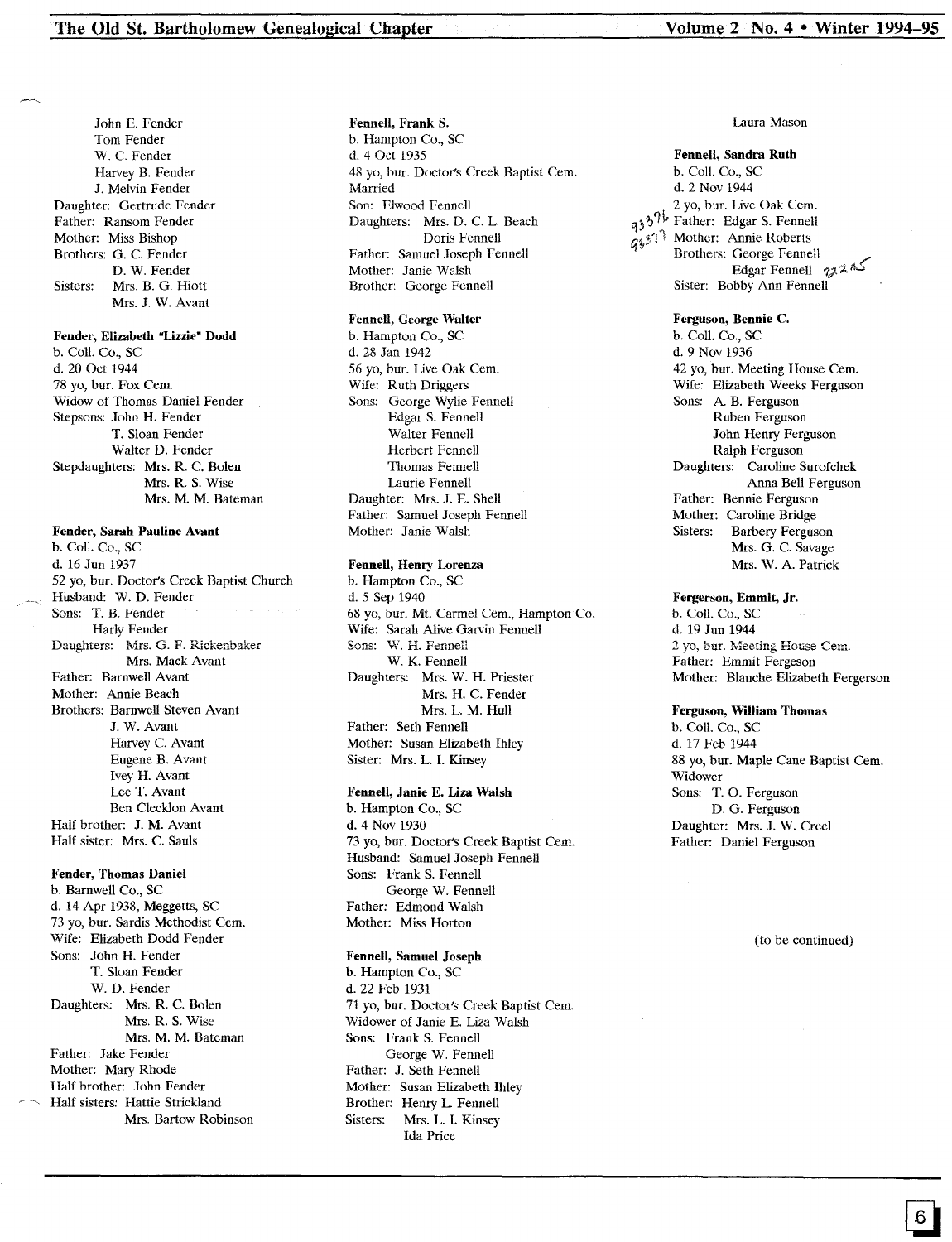John E. Fender
Tom Fender
W. C. Fender
Harvey B. Fender
J. Melvin Fender
Daughter: Gertrude Fender
Father: Ransom Fender
Mother: Miss Bishop
Brothers: G. C. Fender
D. W. Fender
Sisters: Mrs. B. G. Hiott
Mrs. J. W. Avant

**Fender, Elizabeth "Lizzie" Dodd**
b. Coll. Co., SC
d. 20 Oct 1944
78 yo, bur. Fox Cem.
Widow of Thomas Daniel Fender
Stepsons: John H. Fender
T. Sloan Fender
Walter D. Fender
Stepdaughters: Mrs. R. C. Bolen
Mrs. R. S. Wise
Mrs. M. M. Bateman

**Fender, Sarah Pauline Avant**
b. Coll. Co., SC
d. 16 Jun 1937
52 yo, bur. Doctor's Creek Baptist Church
Husband: W. D. Fender
Sons: T. B. Fender
Harly Fender
Daughters: Mrs. G. F. Rickenbaker
Mrs. Mack Avant
Father: Barnwell Avant
Mother: Annie Beach
Brothers: Barnwell Steven Avant
J. W. Avant
Harvey C. Avant
Eugene B. Avant
Ivey H. Avant
Lee T. Avant
Ben Clecklon Avant
Half brother: J. M. Avant
Half sister: Mrs. C. Sauls

**Fender, Thomas Daniel**
b. Barnwell Co., SC
d. 14 Apr 1938, Meggetts, SC
73 yo, bur. Sardis Methodist Cem.
Wife: Elizabeth Dodd Fender
Sons: John H. Fender
T. Sloan Fender
W. D. Fender
Daughters: Mrs. R. C. Bolen
Mrs. R. S. Wise
Mrs. M. M. Bateman
Father: Jake Fender
Mother: Mary Rhode
Half brother: John Fender
Half sisters: Hattie Strickland
Mrs. Bartow Robinson

**Fennell, Frank S.**
b. Hampton Co., SC
d. 4 Oct 1935
48 yo, bur. Doctor's Creek Baptist Cem.
Married
Son: Elwood Fennell
Daughters: Mrs. D. C. L. Beach
Doris Fennell
Father: Samuel Joseph Fennell
Mother: Janie Walsh
Brother: George Fennell

**Fennell, George Walter**
b. Hampton Co., SC
d. 28 Jan 1942
56 yo, bur. Live Oak Cem.
Wife: Ruth Driggers
Sons: George Wylie Fennell
Edgar S. Fennell
Walter Fennell
Herbert Fennell
Thomas Fennell
Laurie Fennell
Daughter: Mrs. J. E. Shell
Father: Samuel Joseph Fennell
Mother: Janie Walsh

**Fennell, Henry Lorenza**
b. Hampton Co., SC
d. 5 Sep 1940
68 yo, bur. Mt. Carmel Cem., Hampton Co.
Wife: Sarah Alive Garvin Fennell
Sons: W. H. Fennell
W. K. Fennell
Daughters: Mrs. W. H. Priester
Mrs. H. C. Fender
Mrs. L. M. Hull
Father: Seth Fennell
Mother: Susan Elizabeth Ihley
Sister: Mrs. L. I. Kinsey

**Fennell, Janie E. Liza Walsh**
b. Hampton Co., SC
d. 4 Nov 1930
73 yo, bur. Doctor's Creek Baptist Cem.
Husband: Samuel Joseph Fennell
Sons: Frank S. Fennell
George W. Fennell
Father: Edmond Walsh
Mother: Miss Horton

**Fennell, Samuel Joseph**
b. Hampton Co., SC
d. 22 Feb 1931
71 yo, bur. Doctor's Creek Baptist Cem.
Widower of Janie E. Liza Walsh
Sons: Frank S. Fennell
George W. Fennell
Father: J. Seth Fennell
Mother: Susan Elizabeth Ihley
Brother: Henry L. Fennell
Sisters: Mrs. L. I. Kinsey
Ida Price

Laura Mason

**Fennell, Sandra Ruth**
b. Coll. Co., SC
d. 2 Nov 1944
2 yo, bur. Live Oak Cem.
Father: Edgar S. Fennell
Mother: Annie Roberts
Brothers: George Fennell
Edgar Fennell
Sister: Bobby Ann Fennell

**Ferguson, Bennie C.**
b. Coll. Co., SC
d. 9 Nov 1936
42 yo, bur. Meeting House Cem.
Wife: Elizabeth Weeks Ferguson
Sons: A. B. Ferguson
Ruben Ferguson
John Henry Ferguson
Ralph Ferguson
Daughters: Caroline Surofchek
Anna Bell Ferguson
Father: Bennie Ferguson
Mother: Caroline Bridge
Sisters: Barbery Ferguson
Mrs. G. C. Savage
Mrs. W. A. Patrick

**Fergerson, Emmit, Jr.**
b. Coll. Co., SC
d. 19 Jun 1944
2 yo, bur. Meeting House Cem.
Father: Emmit Fergeson
Mother: Blanche Elizabeth Fergerson

**Ferguson, William Thomas**
b. Coll. Co., SC
d. 17 Feb 1944
88 yo, bur. Maple Cane Baptist Cem.
Widower
Sons: T. O. Ferguson
D. G. Ferguson
Daughter: Mrs. J. W. Creel
Father: Daniel Ferguson

(to be continued)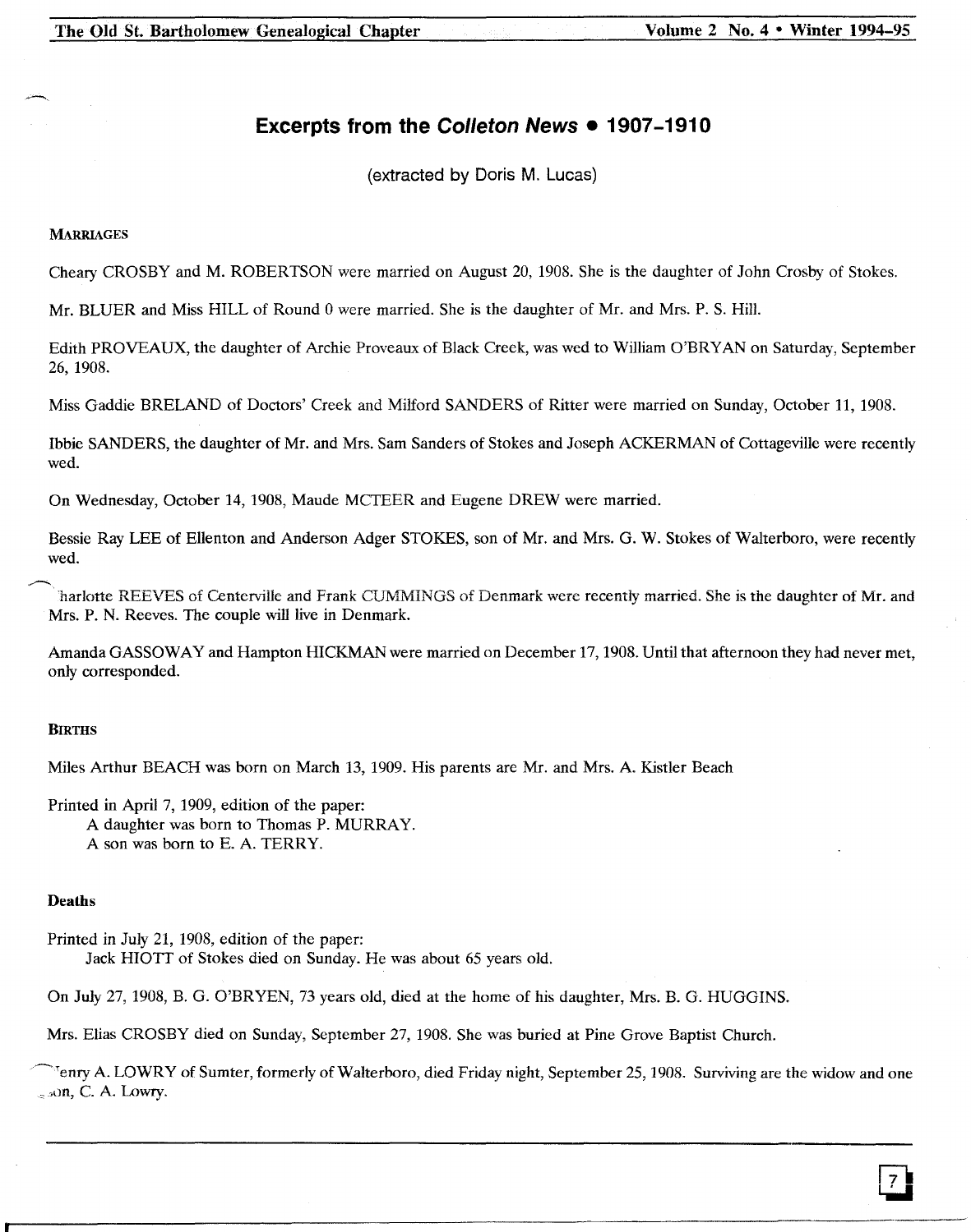# Excerpts from the *Colleton News* • 1907-1910

(extracted by Doris M. Lucas)

### MARRIAGES

Cheary CROSBY and M. ROBERTSON were married on August 20, 1908. She is the daughter of John Crosby of Stokes.

Mr. BLUER and Miss HILL of Round 0 were married. She is the daughter of Mr. and Mrs. P. S. Hill.

Edith PROVEAUX, the daughter of Archie Proveaux of Black Creek, was wed to William O'BRYAN on Saturday, September 26, 1908.

Miss Gaddie BRELAND of Doctors' Creek and Milford SANDERS of Ritter were married on Sunday, October 11, 1908.

Ibbie SANDERS, the daughter of Mr. and Mrs. Sam Sanders of Stokes and Joseph ACKERMAN of Cottageville were recently wed.

On Wednesday, October 14, 1908, Maude MCTEER and Eugene DREW were married.

Bessie Ray LEE of Ellenton and Anderson Adger STOKES, son of Mr. and Mrs. G. W. Stokes of Walterboro, were recently wed.

Charlotte REEVES of Centerville and Frank CUMMINGS of Denmark were recently married. She is the daughter of Mr. and Mrs. P. N. Reeves. The couple will live in Denmark.

Amanda GASSOWAY and Hampton HICKMAN were married on December 17, 1908. Until that afternoon they had never met, only corresponded.

### BIRTHS

Miles Arthur BEACH was born on March 13, 1909. His parents are Mr. and Mrs. A. Kistler Beach

Printed in April 7, 1909, edition of the paper:
A daughter was born to Thomas P. MURRAY.
A son was born to E. A. TERRY.

### Deaths

Printed in July 21, 1908, edition of the paper:
Jack HIOTT of Stokes died on Sunday. He was about 65 years old.

On July 27, 1908, B. G. O'BRYEN, 73 years old, died at the home of his daughter, Mrs. B. G. HUGGINS.

Mrs. Elias CROSBY died on Sunday, September 27, 1908. She was buried at Pine Grove Baptist Church.

Henry A. LOWRY of Sumter, formerly of Walterboro, died Friday night, September 25, 1908. Surviving are the widow and one son, C. A. Lowry.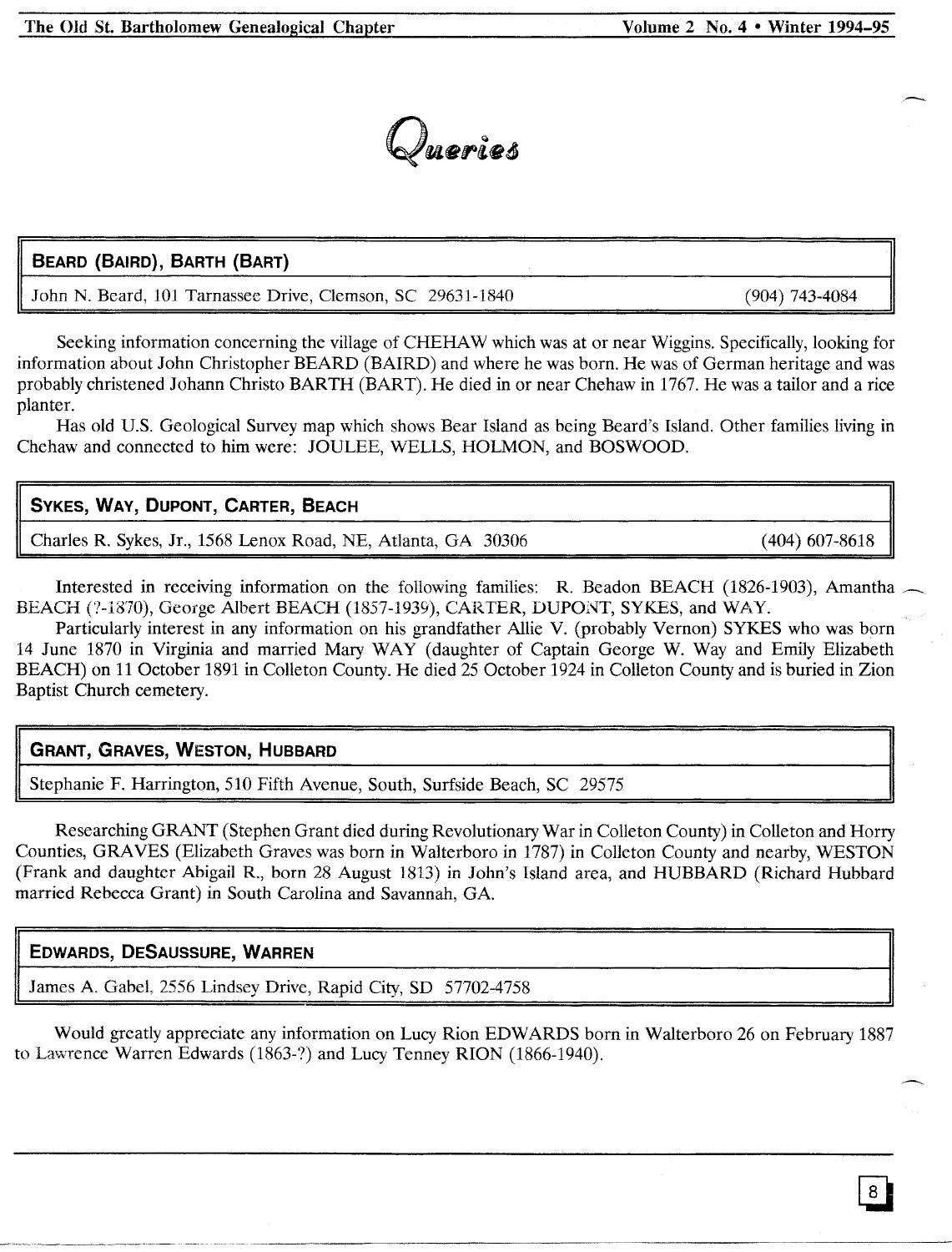# *Queries*

## BEARD (BAIRD), BARTH (BART)

John N. Beard, 101 Tarnassee Drive, Clemson, SC 29631-1840 (904) 743-4084

Seeking information concerning the village of CHEHAW which was at or near Wiggins. Specifically, looking for information about John Christopher BEARD (BAIRD) and where he was born. He was of German heritage and was probably christened Johann Christo BARTH (BART). He died in or near Chehaw in 1767. He was a tailor and a rice planter.

Has old U.S. Geological Survey map which shows Bear Island as being Beard's Island. Other families living in Chehaw and connected to him were: JOULEE, WELLS, HOLMON, and BOSWOOD.

## SYKES, WAY, DUPONT, CARTER, BEACH

Charles R. Sykes, Jr., 1568 Lenox Road, NE, Atlanta, GA 30306 (404) 607-8618

Interested in receiving information on the following families: R. Beadon BEACH (1826-1903), Amantha BEACH (?-1870), George Albert BEACH (1857-1939), CARTER, DUPONT, SYKES, and WAY.

Particularly interest in any information on his grandfather Allie V. (probably Vernon) SYKES who was born 14 June 1870 in Virginia and married Mary WAY (daughter of Captain George W. Way and Emily Elizabeth BEACH) on 11 October 1891 in Colleton County. He died 25 October 1924 in Colleton County and is buried in Zion Baptist Church cemetery.

## GRANT, GRAVES, WESTON, HUBBARD

Stephanie F. Harrington, 510 Fifth Avenue, South, Surfside Beach, SC 29575

Researching GRANT (Stephen Grant died during Revolutionary War in Colleton County) in Colleton and Horry Counties, GRAVES (Elizabeth Graves was born in Walterboro in 1787) in Colleton County and nearby, WESTON (Frank and daughter Abigail R., born 28 August 1813) in John's Island area, and HUBBARD (Richard Hubbard married Rebecca Grant) in South Carolina and Savannah, GA.

## EDWARDS, DESAUSSURE, WARREN

James A. Gabel, 2556 Lindsey Drive, Rapid City, SD 57702-4758

Would greatly appreciate any information on Lucy Rion EDWARDS born in Walterboro 26 on February 1887 to Lawrence Warren Edwards (1863-?) and Lucy Tenney RION (1866-1940).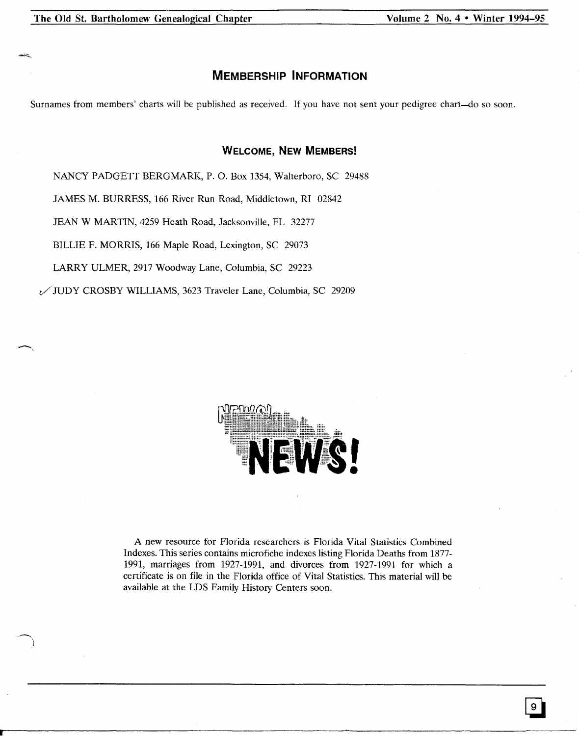## Membership Information

Surnames from members' charts will be published as received. If you have not sent your pedigree chart—do so soon.

### Welcome, New Members!

NANCY PADGETT BERGMARK, P. O. Box 1354, Walterboro, SC 29488

JAMES M. BURRESS, 166 River Run Road, Middletown, RI 02842

JEAN W MARTIN, 4259 Heath Road, Jacksonville, FL 32277

BILLIE F. MORRIS, 166 Maple Road, Lexington, SC 29073

LARRY ULMER, 2917 Woodway Lane, Columbia, SC 29223

JUDY CROSBY WILLIAMS, 3623 Traveler Lane, Columbia, SC 29209

## NEWS!

A new resource for Florida researchers is Florida Vital Statistics Combined Indexes. This series contains microfiche indexes listing Florida Deaths from 1877-1991, marriages from 1927-1991, and divorces from 1927-1991 for which a certificate is on file in the Florida office of Vital Statistics. This material will be available at the LDS Family History Centers soon.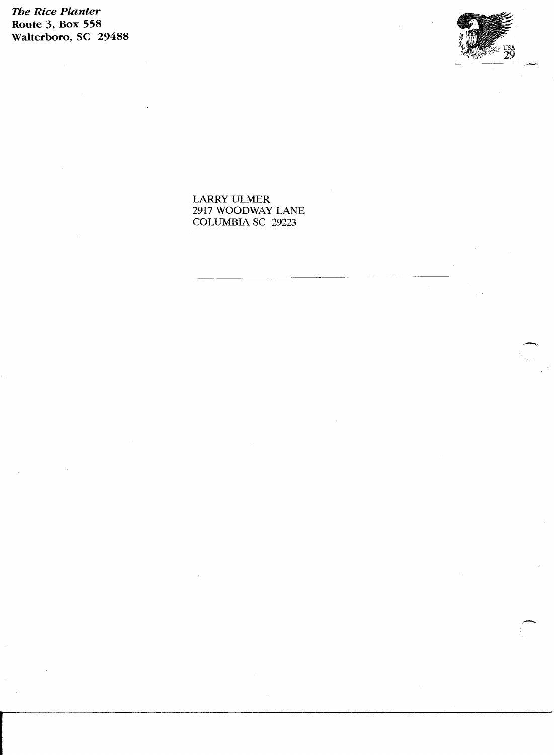***The Rice Planter***
**Route 3, Box 558**
**Walterboro, SC 29488**

USA
29

LARRY ULMER
2917 WOODWAY LANE
COLUMBIA SC 29223